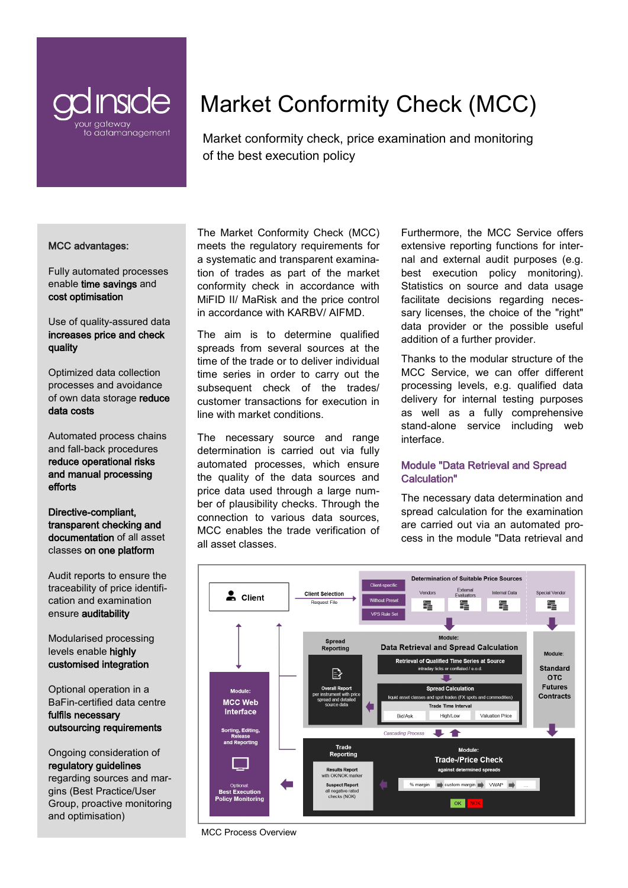gd inside
your gateway to datamanagement

# Market Conformity Check (MCC)

Market conformity check, price examination and monitoring of the best execution policy

### MCC advantages:

Fully automated processes enable **time savings** and **cost optimisation**

Use of quality-assured data **increases price and check quality**

Optimized data collection processes and avoidance of own data storage **reduce data costs**

Automated process chains and fall-back procedures **reduce operational risks and manual processing efforts**

**Directive-compliant, transparent checking and documentation** of all asset classes **on one platform**

Audit reports to ensure the traceability of price identification and examination ensure **auditability**

Modularised processing levels enable **highly customised integration**

Optional operation in a BaFin-certified data centre **fulfils necessary outsourcing requirements**

Ongoing consideration of **regulatory guidelines** regarding sources and margins (Best Practice/User Group, proactive monitoring and optimisation)

The Market Conformity Check (MCC) meets the regulatory requirements for a systematic and transparent examination of trades as part of the market conformity check in accordance with MiFID II/ MaRisk and the price control in accordance with KARBV/ AIFMD.

The aim is to determine qualified spreads from several sources at the time of the trade or to deliver individual time series in order to carry out the subsequent check of the trades/ customer transactions for execution in line with market conditions.

The necessary source and range determination is carried out via fully automated processes, which ensure the quality of the data sources and price data used through a large number of plausibility checks. Through the connection to various data sources, MCC enables the trade verification of all asset classes.

Furthermore, the MCC Service offers extensive reporting functions for internal and external audit purposes (e.g. best execution policy monitoring). Statistics on source and data usage facilitate decisions regarding necessary licenses, the choice of the "right" data provider or the possible useful addition of a further provider.

Thanks to the modular structure of the MCC Service, we can offer different processing levels, e.g. qualified data delivery for internal testing purposes as well as a fully comprehensive stand-alone service including web interface.

## Module "Data Retrieval and Spread Calculation"

The necessary data determination and spread calculation for the examination are carried out via an automated process in the module "Data retrieval and

MCC Process Overview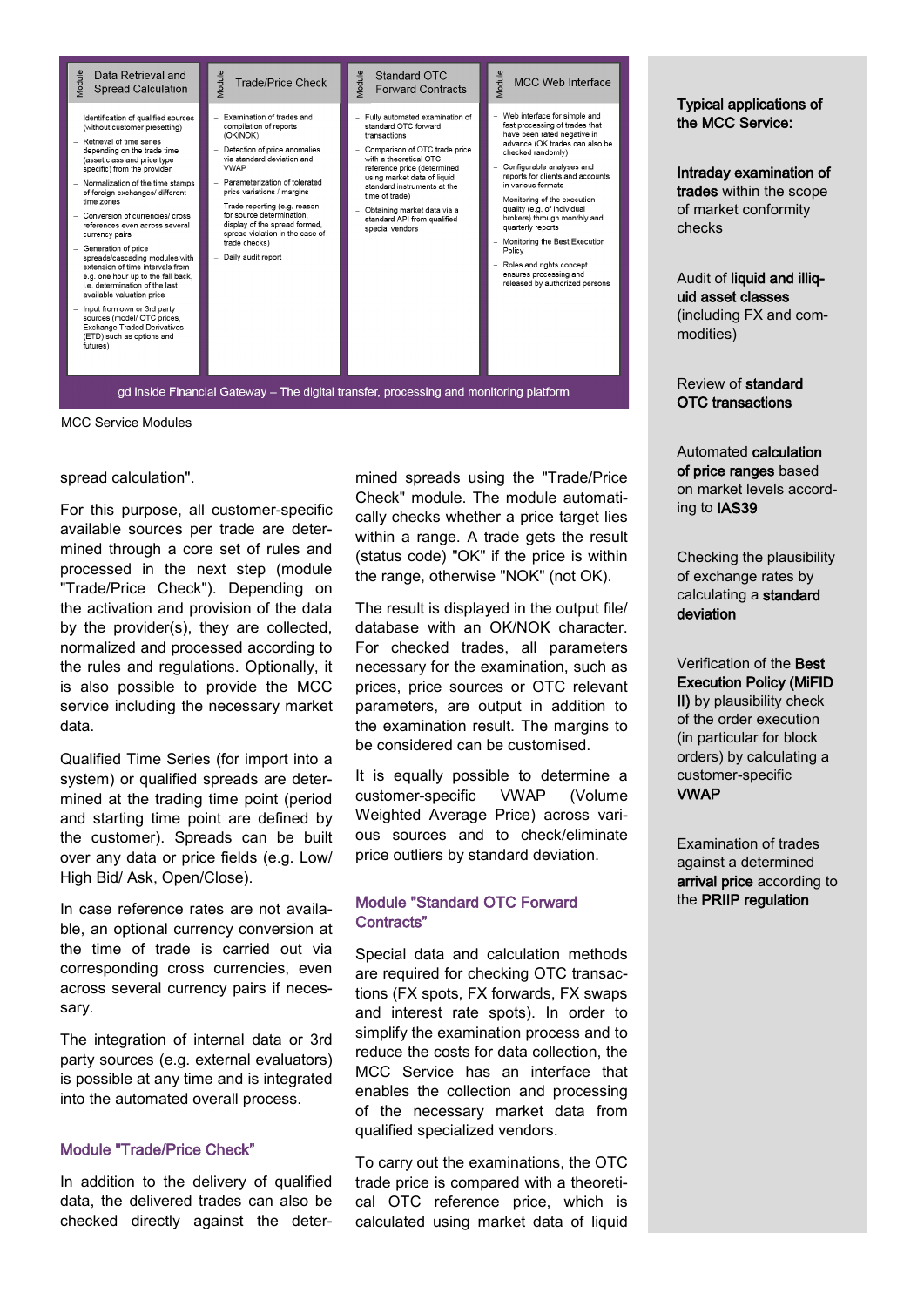| Module: Data Retrieval and Spread Calculation | Module: Trade/Price Check | Module: Standard OTC Forward Contracts | Module: MCC Web Interface |
| --- | --- | --- | --- |
| – Identification of qualified sources (without customer presetting)<br>– Retrieval of time series depending on the trade time (asset class and price type specific) from the provider<br>– Normalization of the time stamps of foreign exchanges/ different time zones<br>– Conversion of currencies/ cross references even across several currency pairs<br>– Generation of price spreads/cascading modules with extension of time intervals from e.g. one hour up to the fall back, i.e. determination of the last available valuation price<br>– Input from own or 3rd party sources (model/ OTC prices, Exchange Traded Derivatives (ETD) such as options and futures) | – Examination of trades and compilation of reports (OK/NOK)<br>– Detection of price anomalies via standard deviation and VWAP<br>– Parameterization of tolerated price variations / margins<br>– Trade reporting (e.g. reason for source determination, display of the spread formed, spread violation in the case of trade checks)<br>– Daily audit report | – Fully automated examination of standard OTC forward transactions<br>– Comparison of OTC trade price with a theoretical OTC reference price (determined using market data of liquid standard instruments at the time of trade)<br>– Obtaining market data via a standard API from qualified special vendors | – Web interface for simple and fast processing of trades that have been rated negative in advance (OK trades can also be checked randomly)<br>– Configurable analyses and reports for clients and accounts in various formats<br>– Monitoring of the execution quality (e.g. of individual brokers) through monthly and quarterly reports<br>– Monitoring the Best Execution Policy<br>– Roles and rights concept ensures processing and released by authorized persons |

gd inside Financial Gateway – The digital transfer, processing and monitoring platform

MCC Service Modules

spread calculation".

For this purpose, all customer-specific available sources per trade are determined through a core set of rules and processed in the next step (module "Trade/Price Check"). Depending on the activation and provision of the data by the provider(s), they are collected, normalized and processed according to the rules and regulations. Optionally, it is also possible to provide the MCC service including the necessary market data.

Qualified Time Series (for import into a system) or qualified spreads are determined at the trading time point (period and starting time point are defined by the customer). Spreads can be built over any data or price fields (e.g. Low/ High Bid/ Ask, Open/Close).

In case reference rates are not available, an optional currency conversion at the time of trade is carried out via corresponding cross currencies, even across several currency pairs if necessary.

The integration of internal data or 3rd party sources (e.g. external evaluators) is possible at any time and is integrated into the automated overall process.

## Module "Trade/Price Check"

In addition to the delivery of qualified data, the delivered trades can also be checked directly against the determined spreads using the "Trade/Price Check" module. The module automatically checks whether a price target lies within a range. A trade gets the result (status code) "OK" if the price is within the range, otherwise "NOK" (not OK).

The result is displayed in the output file/ database with an OK/NOK character. For checked trades, all parameters necessary for the examination, such as prices, price sources or OTC relevant parameters, are output in addition to the examination result. The margins to be considered can be customised.

It is equally possible to determine a customer-specific VWAP (Volume Weighted Average Price) across various sources and to check/eliminate price outliers by standard deviation.

## Module "Standard OTC Forward Contracts"

Special data and calculation methods are required for checking OTC transactions (FX spots, FX forwards, FX swaps and interest rate spots). In order to simplify the examination process and to reduce the costs for data collection, the MCC Service has an interface that enables the collection and processing of the necessary market data from qualified specialized vendors.

To carry out the examinations, the OTC trade price is compared with a theoretical OTC reference price, which is calculated using market data of liquid

**Typical applications of the MCC Service:**

**Intraday examination of trades** within the scope of market conformity checks

Audit of **liquid and illiquid asset classes** (including FX and commodities)

Review of **standard OTC transactions**

Automated **calculation of price ranges** based on market levels according to **IAS39**

Checking the plausibility of exchange rates by calculating a **standard deviation**

Verification of the **Best Execution Policy (MiFID II)** by plausibility check of the order execution (in particular for block orders) by calculating a customer-specific **VWAP**

Examination of trades against a determined **arrival price** according to the **PRIIP regulation**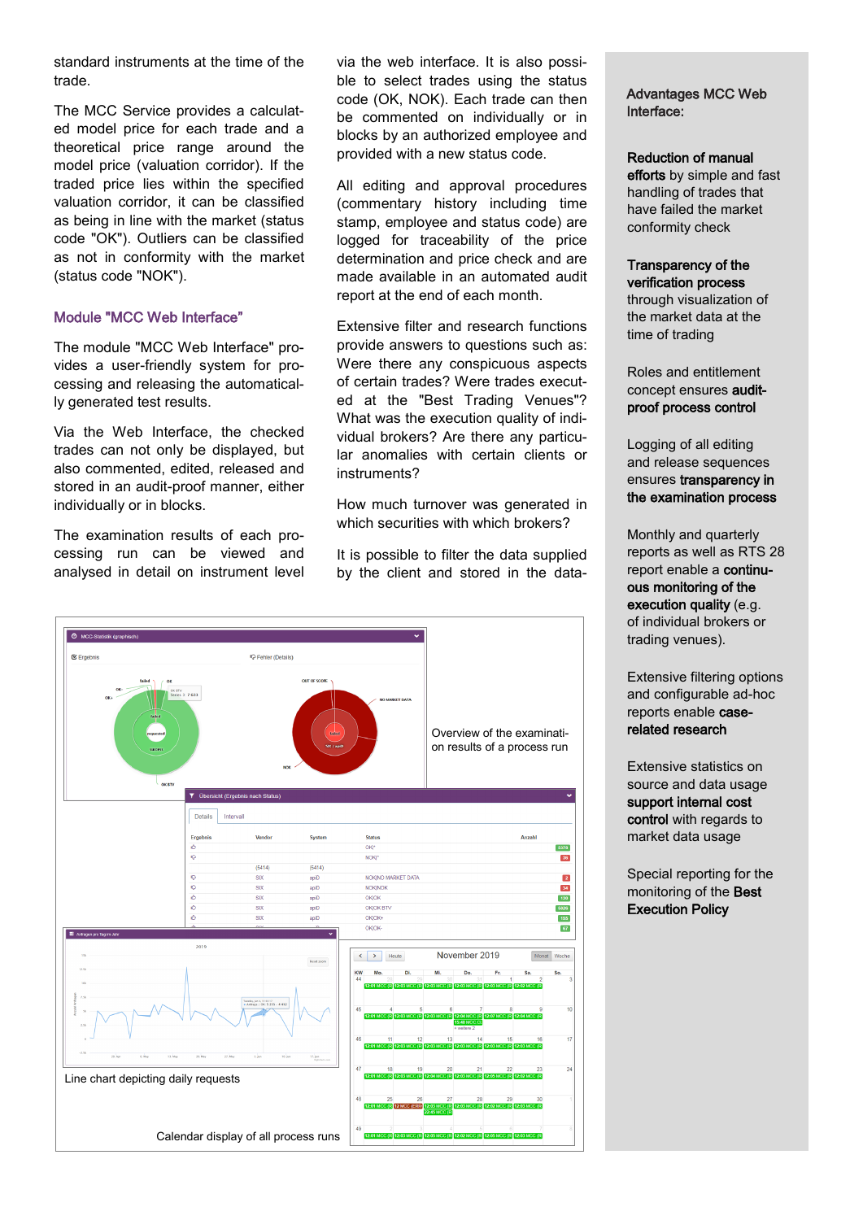standard instruments at the time of the trade.

The MCC Service provides a calculated model price for each trade and a theoretical price range around the model price (valuation corridor). If the traded price lies within the specified valuation corridor, it can be classified as being in line with the market (status code "OK"). Outliers can be classified as not in conformity with the market (status code "NOK").

### Module "MCC Web Interface"

The module "MCC Web Interface" provides a user-friendly system for processing and releasing the automatically generated test results.

Via the Web Interface, the checked trades can not only be displayed, but also commented, edited, released and stored in an audit-proof manner, either individually or in blocks.

The examination results of each processing run can be viewed and analysed in detail on instrument level via the web interface. It is also possible to select trades using the status code (OK, NOK). Each trade can then be commented on individually or in blocks by an authorized employee and provided with a new status code.

All editing and approval procedures (commentary history including time stamp, employee and status code) are logged for traceability of the price determination and price check and are made available in an automated audit report at the end of each month.

Extensive filter and research functions provide answers to questions such as: Were there any conspicuous aspects of certain trades? Were trades executed at the "Best Trading Venues"? What was the execution quality of individual brokers? Are there any particular anomalies with certain clients or instruments?

How much turnover was generated in which securities with which brokers?

It is possible to filter the data supplied by the client and stored in the data-

Overview of the examination results of a process run

Line chart depicting daily requests

Calendar display of all process runs

**Advantages MCC Web Interface:**

**Reduction of manual efforts** by simple and fast handling of trades that have failed the market conformity check

**Transparency of the verification process** through visualization of the market data at the time of trading

Roles and entitlement concept ensures **audit-proof process control**

Logging of all editing and release sequences ensures **transparency in the examination process**

Monthly and quarterly reports as well as RTS 28 report enable a **continuous monitoring of the execution quality** (e.g. of individual brokers or trading venues).

Extensive filtering options and configurable ad-hoc reports enable **case-related research**

Extensive statistics on source and data usage **support internal cost control** with regards to market data usage

Special reporting for the monitoring of the **Best Execution Policy**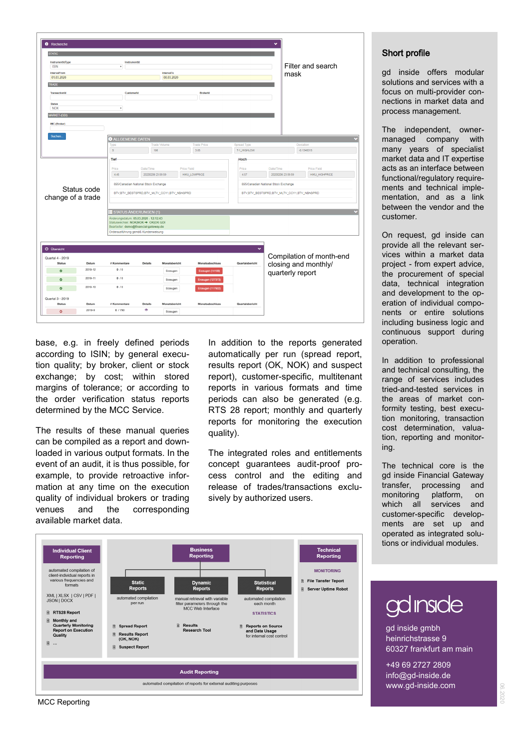Filter and search mask

Status code change of a trade

Compilation of month-end closing and monthly/ quarterly report

base, e.g. in freely defined periods according to ISIN; by general execution quality; by broker, client or stock exchange; by cost; within stored margins of tolerance; or according to the order verification status reports determined by the MCC Service.

The results of these manual queries can be compiled as a report and downloaded in various output formats. In the event of an audit, it is thus possible, for example, to provide retroactive information at any time on the execution quality of individual brokers or trading venues and the corresponding available market data.

In addition to the reports generated automatically per run (spread report, results report (OK, NOK) and suspect report), customer-specific, multitenant reports in various formats and time periods can also be generated (e.g. RTS 28 report; monthly and quarterly reports for monitoring the execution quality).

The integrated roles and entitlements concept guarantees audit-proof process control and the editing and release of trades/transactions exclusively by authorized users.

**Individual Client Reporting**

automated compilation of client-individual reports in various frequencies and formats

XML | XLSX | CSV | PDF | JSON | DOCX

- RTS28 Report
- Monthly and Quarterly Monitoring Report on Execution Quality
- ...

**Business Reporting**

**Static Reports**
automated compilation per run
- Spread Report
- Results Report (OK, NOK)
- Suspect Report

**Dynamic Reports**
manual retrieval with variable filter parameters through the MCC Web Interface
- Results Research Tool

**Statistical Reports**
automated compilation each month
STATISTICS
- Reports on Source and Data Usage for internal cost control

**Technical Reporting**

MONITORING
- File Tansfer Teport
- Server Uptime Robot

**Audit Reporting**
automated compilation of reports for external auditing purposes

MCC Reporting

## Short profile

gd inside offers modular solutions and services with a focus on multi-provider connections in market data and process management.

The independent, owner-managed company with many years of specialist market data and IT expertise acts as an interface between functional/regulatory requirements and technical implementation, and as a link between the vendor and the customer.

On request, gd inside can provide all the relevant services within a market data project - from expert advice, the procurement of special data, technical integration and development to the operation of individual components or entire solutions including business logic and continuous support during operation.

In addition to professional and technical consulting, the range of services includes tried-and-tested services in the areas of market conformity testing, best execution monitoring, transaction cost determination, valuation, reporting and monitoring.

The technical core is the gd inside Financial Gateway transfer, processing and monitoring platform, on which all services and customer-specific developments are set up and operated as integrated solutions or individual modules.

gd inside

gd inside gmbh
heinrichstrasse 9
60327 frankfurt am main

+49 69 2727 2809
info@gd-inside.de
www.gd-inside.com

06.2020